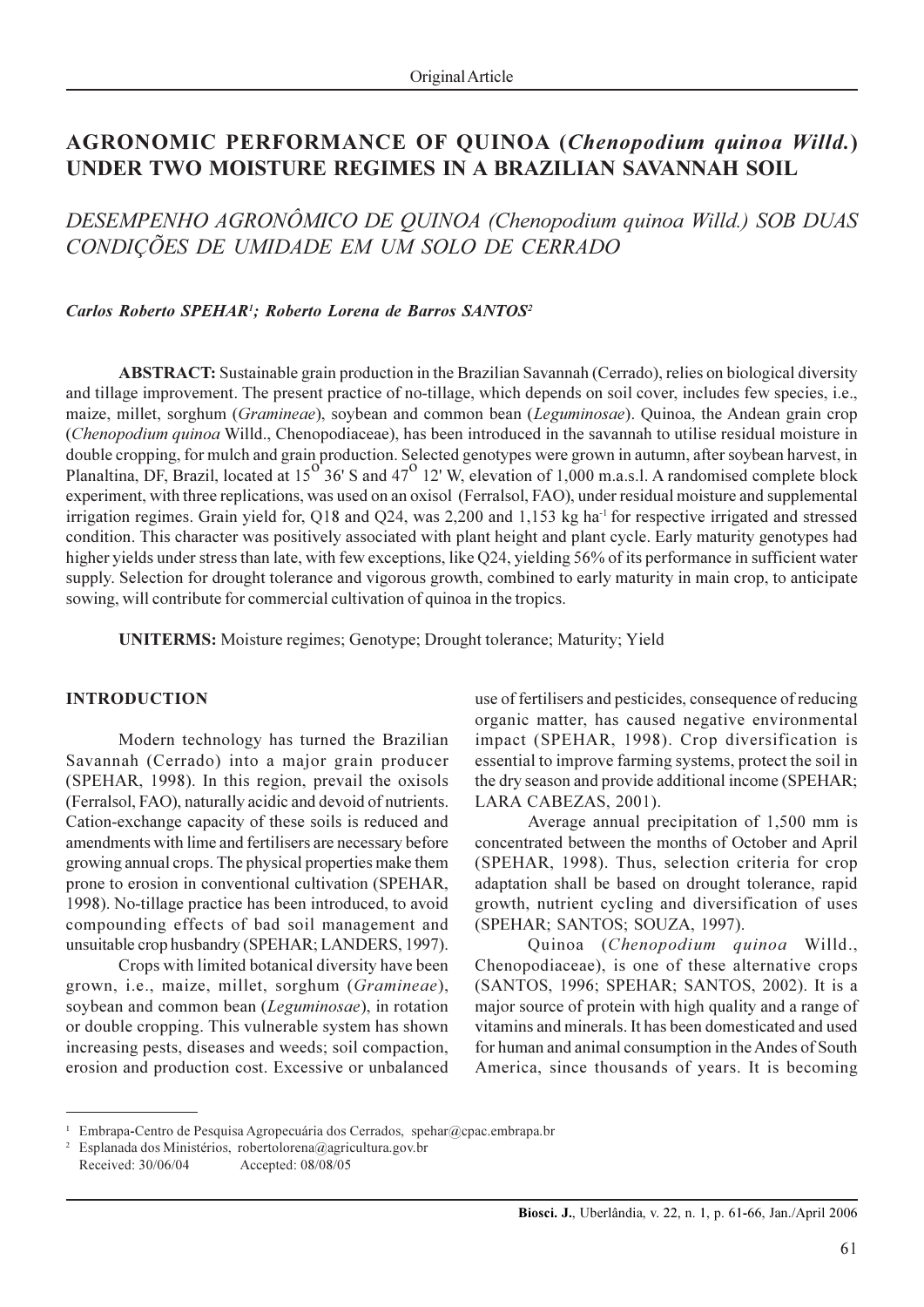Original Article

# AGRONOMIC PERFORMANCE OF QUINOA (*Chenopodium quinoa Willd.*) UNDER TWO MOISTURE REGIMES IN A BRAZILIAN SAVANNAH SOIL

## *DESEMPENHO AGRONÔMICO DE QUINOA (Chenopodium quinoa Willd.) SOB DUAS CONDIÇÕES DE UMIDADE EM UM SOLO DE CERRADO*

***Carlos Roberto SPEHAR*[1]*; Roberto Lorena de Barros SANTOS*[2]**

**ABSTRACT:** Sustainable grain production in the Brazilian Savannah (Cerrado), relies on biological diversity and tillage improvement. The present practice of no-tillage, which depends on soil cover, includes few species, i.e., maize, millet, sorghum (*Gramineae*), soybean and common bean (*Leguminosae*). Quinoa, the Andean grain crop (*Chenopodium quinoa* Willd., Chenopodiaceae), has been introduced in the savannah to utilise residual moisture in double cropping, for mulch and grain production. Selected genotypes were grown in autumn, after soybean harvest, in Planaltina, DF, Brazil, located at 15$^{O}$ 36' S and 47$^{O}$ 12' W, elevation of 1,000 m.a.s.l. A randomised complete block experiment, with three replications, was used on an oxisol (Ferralsol, FAO), under residual moisture and supplemental irrigation regimes. Grain yield for, Q18 and Q24, was 2,200 and 1,153 kg ha$^{-1}$ for respective irrigated and stressed condition. This character was positively associated with plant height and plant cycle. Early maturity genotypes had higher yields under stress than late, with few exceptions, like Q24, yielding 56% of its performance in sufficient water supply. Selection for drought tolerance and vigorous growth, combined to early maturity in main crop, to anticipate sowing, will contribute for commercial cultivation of quinoa in the tropics.

**UNITERMS:** Moisture regimes; Genotype; Drought tolerance; Maturity; Yield

## INTRODUCTION

Modern technology has turned the Brazilian Savannah (Cerrado) into a major grain producer (SPEHAR, 1998). In this region, prevail the oxisols (Ferralsol, FAO), naturally acidic and devoid of nutrients. Cation-exchange capacity of these soils is reduced and amendments with lime and fertilisers are necessary before growing annual crops. The physical properties make them prone to erosion in conventional cultivation (SPEHAR, 1998). No-tillage practice has been introduced, to avoid compounding effects of bad soil management and unsuitable crop husbandry (SPEHAR; LANDERS, 1997).

Crops with limited botanical diversity have been grown, i.e., maize, millet, sorghum (*Gramineae*), soybean and common bean (*Leguminosae*), in rotation or double cropping. This vulnerable system has shown increasing pests, diseases and weeds; soil compaction, erosion and production cost. Excessive or unbalanced use of fertilisers and pesticides, consequence of reducing organic matter, has caused negative environmental impact (SPEHAR, 1998). Crop diversification is essential to improve farming systems, protect the soil in the dry season and provide additional income (SPEHAR; LARA CABEZAS, 2001).

Average annual precipitation of 1,500 mm is concentrated between the months of October and April (SPEHAR, 1998). Thus, selection criteria for crop adaptation shall be based on drought tolerance, rapid growth, nutrient cycling and diversification of uses (SPEHAR; SANTOS; SOUZA, 1997).

Quinoa (*Chenopodium quinoa* Willd., Chenopodiaceae), is one of these alternative crops (SANTOS, 1996; SPEHAR; SANTOS, 2002). It is a major source of protein with high quality and a range of vitamins and minerals. It has been domesticated and used for human and animal consumption in the Andes of South America, since thousands of years. It is becoming

[1] Embrapa-Centro de Pesquisa Agropecuária dos Cerrados, spehar@cpac.embrapa.br

[2] Esplanada dos Ministérios, robertolorena@agricultura.gov.br

Received: 30/06/04 Accepted: 08/08/05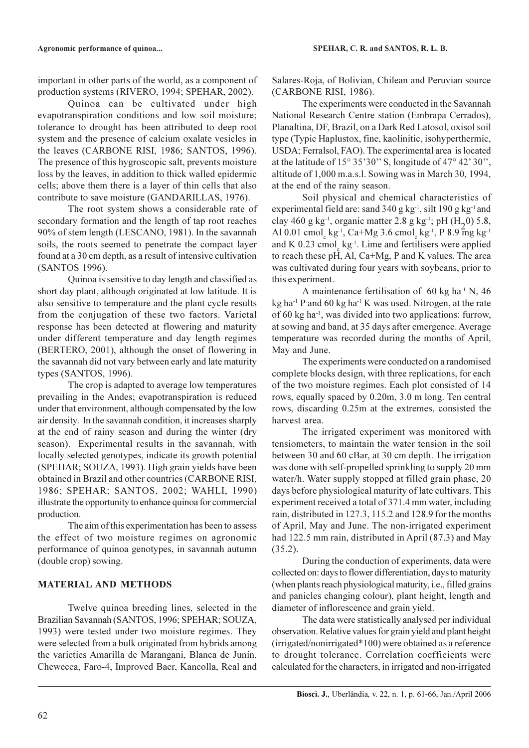important in other parts of the world, as a component of production systems (RIVERO, 1994; SPEHAR, 2002).

Quinoa can be cultivated under high evapotranspiration conditions and low soil moisture; tolerance to drought has been attributed to deep root system and the presence of calcium oxalate vesicles in the leaves (CARBONE RISI, 1986; SANTOS, 1996). The presence of this hygroscopic salt, prevents moisture loss by the leaves, in addition to thick walled epidermic cells; above them there is a layer of thin cells that also contribute to save moisture (GANDARILLAS, 1976).

The root system shows a considerable rate of secondary formation and the length of tap root reaches 90% of stem length (LESCANO, 1981). In the savannah soils, the roots seemed to penetrate the compact layer found at a 30 cm depth, as a result of intensive cultivation (SANTOS 1996).

Quinoa is sensitive to day length and classified as short day plant, although originated at low latitude. It is also sensitive to temperature and the plant cycle results from the conjugation of these two factors. Varietal response has been detected at flowering and maturity under different temperature and day length regimes (BERTERO, 2001), although the onset of flowering in the savannah did not vary between early and late maturity types (SANTOS, 1996).

The crop is adapted to average low temperatures prevailing in the Andes; evapotranspiration is reduced under that environment, although compensated by the low air density. In the savannah condition, it increases sharply at the end of rainy season and during the winter (dry season). Experimental results in the savannah, with locally selected genotypes, indicate its growth potential (SPEHAR; SOUZA, 1993). High grain yields have been obtained in Brazil and other countries (CARBONE RISI, 1986; SPEHAR; SANTOS, 2002; WAHLI, 1990) illustrate the opportunity to enhance quinoa for commercial production.

The aim of this experimentation has been to assess the effect of two moisture regimes on agronomic performance of quinoa genotypes, in savannah autumn (double crop) sowing.

## MATERIAL AND METHODS

Twelve quinoa breeding lines, selected in the Brazilian Savannah (SANTOS, 1996; SPEHAR; SOUZA, 1993) were tested under two moisture regimes. They were selected from a bulk originated from hybrids among the varieties Amarilla de Marangani, Blanca de Junín, Chewecca, Faro-4, Improved Baer, Kancolla, Real and Salares-Roja, of Bolivian, Chilean and Peruvian source (CARBONE RISI, 1986).

The experiments were conducted in the Savannah National Research Centre station (Embrapa Cerrados), Planaltina, DF, Brazil, on a Dark Red Latosol, oxisol soil type (Typic Haplustox, fine, kaolinitic, isohyperthermic, USDA; Ferralsol, FAO). The experimental area is located at the latitude of 15° 35'30'' S, longitude of 47° 42' 30'', altitude of 1,000 m.a.s.l. Sowing was in March 30, 1994, at the end of the rainy season.

Soil physical and chemical characteristics of experimental field are: sand 340 g kg$^{-1}$, silt 190 g kg$^{-1}$ and clay 460 g kg$^{-1}$, organic matter 2.8 g kg$^{-1}$; pH ($H_2O$) 5.8, Al 0.01 cmol$_c$ kg$^{-1}$, Ca+Mg 3.6 cmol$_c$ kg$^{-1}$, P 8.9 mg kg$^{-1}$ and K 0.23 cmol$_c$ kg$^{-1}$. Lime and fertilisers were applied to reach these pH, Al, Ca+Mg, P and K values. The area was cultivated during four years with soybeans, prior to this experiment.

A maintenance fertilisation of 60 kg ha$^{-1}$ N, 46 kg ha$^{-1}$ P and 60 kg ha$^{-1}$ K was used. Nitrogen, at the rate of 60 kg ha$^{-1}$, was divided into two applications: furrow, at sowing and band, at 35 days after emergence. Average temperature was recorded during the months of April, May and June.

The experiments were conducted on a randomised complete blocks design, with three replications, for each of the two moisture regimes. Each plot consisted of 14 rows, equally spaced by 0.20m, 3.0 m long. Ten central rows, discarding 0.25m at the extremes, consisted the harvest area.

The irrigated experiment was monitored with tensiometers, to maintain the water tension in the soil between 30 and 60 cBar, at 30 cm depth. The irrigation was done with self-propelled sprinkling to supply 20 mm water/h. Water supply stopped at filled grain phase, 20 days before physiological maturity of late cultivars. This experiment received a total of 371.4 mm water, including rain, distributed in 127.3, 115.2 and 128.9 for the months of April, May and June. The non-irrigated experiment had 122.5 mm rain, distributed in April (87.3) and May (35.2).

During the conduction of experiments, data were collected on: days to flower differentiation, days to maturity (when plants reach physiological maturity, i.e., filled grains and panicles changing colour), plant height, length and diameter of inflorescence and grain yield.

The data were statistically analysed per individual observation. Relative values for grain yield and plant height (irrigated/nonirrigated*100) were obtained as a reference to drought tolerance. Correlation coefficients were calculated for the characters, in irrigated and non-irrigated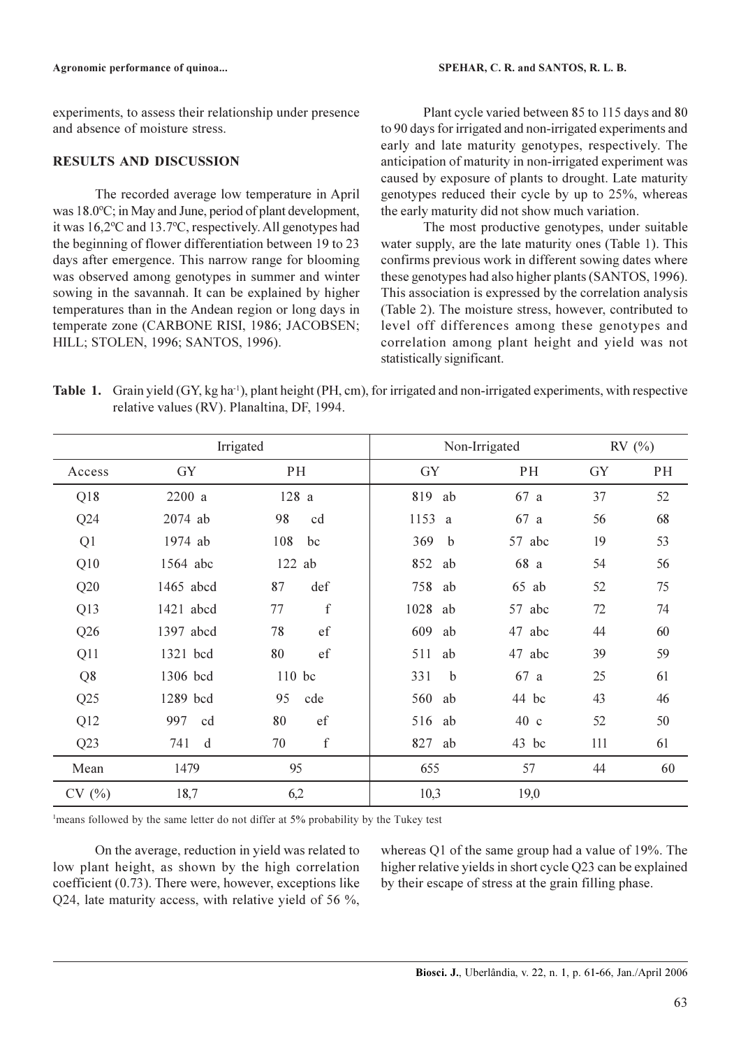experiments, to assess their relationship under presence and absence of moisture stress.

## RESULTS AND DISCUSSION

The recorded average low temperature in April was 18.0ºC; in May and June, period of plant development, it was 16,2ºC and 13.7ºC, respectively. All genotypes had the beginning of flower differentiation between 19 to 23 days after emergence. This narrow range for blooming was observed among genotypes in summer and winter sowing in the savannah. It can be explained by higher temperatures than in the Andean region or long days in temperate zone (CARBONE RISI, 1986; JACOBSEN; HILL; STOLEN, 1996; SANTOS, 1996).

Plant cycle varied between 85 to 115 days and 80 to 90 days for irrigated and non-irrigated experiments and early and late maturity genotypes, respectively. The anticipation of maturity in non-irrigated experiment was caused by exposure of plants to drought. Late maturity genotypes reduced their cycle by up to 25%, whereas the early maturity did not show much variation.

The most productive genotypes, under suitable water supply, are the late maturity ones (Table 1). This confirms previous work in different sowing dates where these genotypes had also higher plants (SANTOS, 1996). This association is expressed by the correlation analysis (Table 2). The moisture stress, however, contributed to level off differences among these genotypes and correlation among plant height and yield was not statistically significant.

**Table 1.** Grain yield (GY, kg ha$^{-1}$), plant height (PH, cm), for irrigated and non-irrigated experiments, with respective relative values (RV). Planaltina, DF, 1994.

| | Irrigated | | Non-Irrigated | | RV (%) | |
|---|---|---|---|---|---|---|
| Access | GY | PH | GY | PH | GY | PH |
| Q18 | 2200 a | 128 a | 819 ab | 67 a | 37 | 52 |
| Q24 | 2074 ab | 98 cd | 1153 a | 67 a | 56 | 68 |
| Q1 | 1974 ab | 108 bc | 369 b | 57 abc | 19 | 53 |
| Q10 | 1564 abc | 122 ab | 852 ab | 68 a | 54 | 56 |
| Q20 | 1465 abcd | 87 def | 758 ab | 65 ab | 52 | 75 |
| Q13 | 1421 abcd | 77 f | 1028 ab | 57 abc | 72 | 74 |
| Q26 | 1397 abcd | 78 ef | 609 ab | 47 abc | 44 | 60 |
| Q11 | 1321 bcd | 80 ef | 511 ab | 47 abc | 39 | 59 |
| Q8 | 1306 bcd | 110 bc | 331 b | 67 a | 25 | 61 |
| Q25 | 1289 bcd | 95 cde | 560 ab | 44 bc | 43 | 46 |
| Q12 | 997 cd | 80 ef | 516 ab | 40 c | 52 | 50 |
| Q23 | 741 d | 70 f | 827 ab | 43 bc | 111 | 61 |
| Mean | 1479 | 95 | 655 | 57 | 44 | 60 |
| CV (%) | 18,7 | 6,2 | 10,3 | 19,0 | | |

[1]means followed by the same letter do not differ at 5% probability by the Tukey test

On the average, reduction in yield was related to low plant height, as shown by the high correlation coefficient (0.73). There were, however, exceptions like Q24, late maturity access, with relative yield of 56 %, whereas Q1 of the same group had a value of 19%. The higher relative yields in short cycle Q23 can be explained by their escape of stress at the grain filling phase.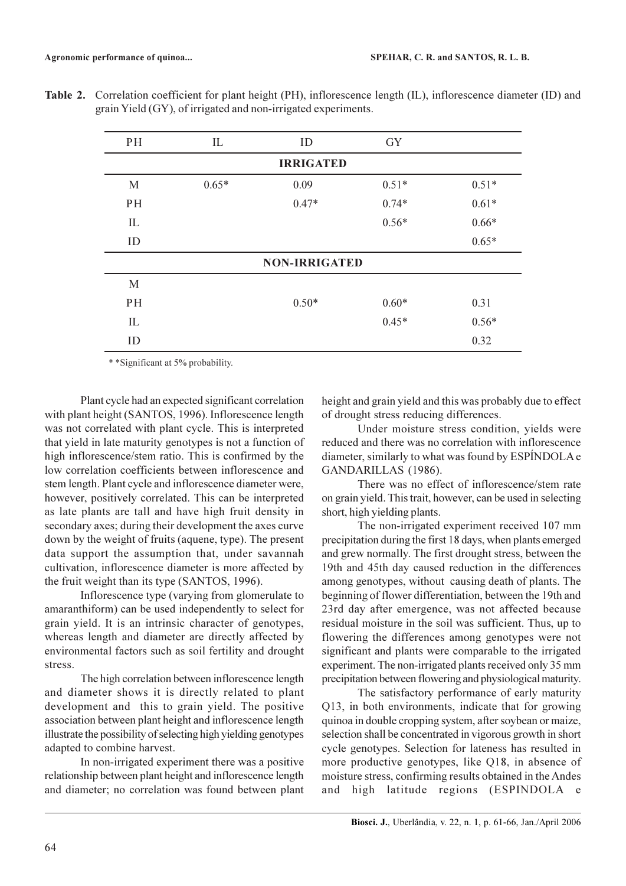**Table 2.** Correlation coefficient for plant height (PH), inflorescence length (IL), inflorescence diameter (ID) and grain Yield (GY), of irrigated and non-irrigated experiments.

| PH | IL | ID | GY | |
|---|---|---|---|---|
| **IRRIGATED** | | | | |
| M | 0.65* | 0.09 | 0.51* | 0.51* |
| PH | | 0.47* | 0.74* | 0.61* |
| IL | | | 0.56* | 0.66* |
| ID | | | | 0.65* |
| **NON-IRRIGATED** | | | | |
| M | | | | |
| PH | | 0.50* | 0.60* | 0.31 |
| IL | | | 0.45* | 0.56* |
| ID | | | | 0.32 |

* *Significant at 5% probability.

Plant cycle had an expected significant correlation with plant height (SANTOS, 1996). Inflorescence length was not correlated with plant cycle. This is interpreted that yield in late maturity genotypes is not a function of high inflorescence/stem ratio. This is confirmed by the low correlation coefficients between inflorescence and stem length. Plant cycle and inflorescence diameter were, however, positively correlated. This can be interpreted as late plants are tall and have high fruit density in secondary axes; during their development the axes curve down by the weight of fruits (aquene, type). The present data support the assumption that, under savannah cultivation, inflorescence diameter is more affected by the fruit weight than its type (SANTOS, 1996).

Inflorescence type (varying from glomerulate to amaranthiform) can be used independently to select for grain yield. It is an intrinsic character of genotypes, whereas length and diameter are directly affected by environmental factors such as soil fertility and drought stress.

The high correlation between inflorescence length and diameter shows it is directly related to plant development and this to grain yield. The positive association between plant height and inflorescence length illustrate the possibility of selecting high yielding genotypes adapted to combine harvest.

In non-irrigated experiment there was a positive relationship between plant height and inflorescence length and diameter; no correlation was found between plant height and grain yield and this was probably due to effect of drought stress reducing differences.

Under moisture stress condition, yields were reduced and there was no correlation with inflorescence diameter, similarly to what was found by ESPÍNDOLA e GANDARILLAS (1986).

There was no effect of inflorescence/stem rate on grain yield. This trait, however, can be used in selecting short, high yielding plants.

The non-irrigated experiment received 107 mm precipitation during the first 18 days, when plants emerged and grew normally. The first drought stress, between the 19th and 45th day caused reduction in the differences among genotypes, without causing death of plants. The beginning of flower differentiation, between the 19th and 23rd day after emergence, was not affected because residual moisture in the soil was sufficient. Thus, up to flowering the differences among genotypes were not significant and plants were comparable to the irrigated experiment. The non-irrigated plants received only 35 mm precipitation between flowering and physiological maturity.

The satisfactory performance of early maturity Q13, in both environments, indicate that for growing quinoa in double cropping system, after soybean or maize, selection shall be concentrated in vigorous growth in short cycle genotypes. Selection for lateness has resulted in more productive genotypes, like Q18, in absence of moisture stress, confirming results obtained in the Andes and high latitude regions (ESPINDOLA e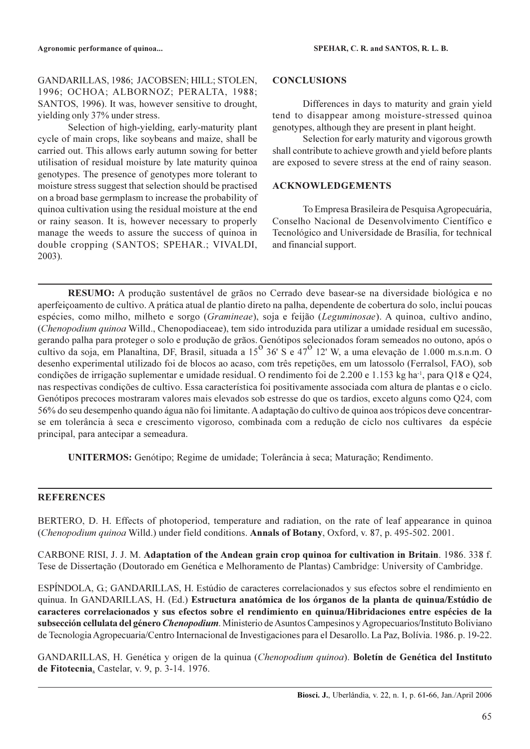GANDARILLAS, 1986; JACOBSEN; HILL; STOLEN, 1996; OCHOA; ALBORNOZ; PERALTA, 1988; SANTOS, 1996). It was, however sensitive to drought, yielding only 37% under stress.

Selection of high-yielding, early-maturity plant cycle of main crops, like soybeans and maize, shall be carried out. This allows early autumn sowing for better utilisation of residual moisture by late maturity quinoa genotypes. The presence of genotypes more tolerant to moisture stress suggest that selection should be practised on a broad base germplasm to increase the probability of quinoa cultivation using the residual moisture at the end or rainy season. It is, however necessary to properly manage the weeds to assure the success of quinoa in double cropping (SANTOS; SPEHAR.; VIVALDI, 2003).

## CONCLUSIONS

Differences in days to maturity and grain yield tend to disappear among moisture-stressed quinoa genotypes, although they are present in plant height.

Selection for early maturity and vigorous growth shall contribute to achieve growth and yield before plants are exposed to severe stress at the end of rainy season.

## ACKNOWLEDGEMENTS

To Empresa Brasileira de Pesquisa Agropecuária, Conselho Nacional de Desenvolvimento Científico e Tecnológico and Universidade de Brasília, for technical and financial support.

---

**RESUMO:** A produção sustentável de grãos no Cerrado deve basear-se na diversidade biológica e no aperfeiçoamento de cultivo. A prática atual de plantio direto na palha, dependente de cobertura do solo, inclui poucas espécies, como milho, milheto e sorgo (*Gramineae*), soja e feijão (*Leguminosae*). A quinoa, cultivo andino, (*Chenopodium quinoa* Willd., Chenopodiaceae), tem sido introduzida para utilizar a umidade residual em sucessão, gerando palha para proteger o solo e produção de grãos. Genótipos selecionados foram semeados no outono, após o cultivo da soja, em Planaltina, DF, Brasil, situada a 15$^{o}$ 36' S e 47$^{o}$ 12' W, a uma elevação de 1.000 m.s.n.m. O desenho experimental utilizado foi de blocos ao acaso, com três repetições, em um latossolo (Ferralsol, FAO), sob condições de irrigação suplementar e umidade residual. O rendimento foi de 2.200 e 1.153 kg ha$^{-1}$, para Q18 e Q24, nas respectivas condições de cultivo. Essa característica foi positivamente associada com altura de plantas e o ciclo. Genótipos precoces mostraram valores mais elevados sob estresse do que os tardios, exceto alguns como Q24, com 56% do seu desempenho quando água não foi limitante. A adaptação do cultivo de quinoa aos trópicos deve concentrar-se em tolerância à seca e crescimento vigoroso, combinada com a redução de ciclo nos cultivares da espécie principal, para antecipar a semeadura.

**UNITERMOS:** Genótipo; Regime de umidade; Tolerância à seca; Maturação; Rendimento.

---

## REFERENCES

BERTERO, D. H. Effects of photoperiod, temperature and radiation, on the rate of leaf appearance in quinoa (*Chenopodium quinoa* Willd.) under field conditions. **Annals of Botany**, Oxford, v. 87, p. 495-502. 2001.

CARBONE RISI, J. J. M. **Adaptation of the Andean grain crop quinoa for cultivation in Britain**. 1986. 338 f. Tese de Dissertação (Doutorado em Genética e Melhoramento de Plantas) Cambridge: University of Cambridge.

ESPÍNDOLA, G.; GANDARILLAS, H. Estúdio de caracteres correlacionados y sus efectos sobre el rendimiento en quinua. In GANDARILLAS, H. (Ed.) **Estructura anatómica de los órganos de la planta de quinua/Estúdio de caracteres correlacionados y sus efectos sobre el rendimiento en quinua/Hibridaciones entre espécies de la subsección cellulata del género *Chenopodium***. Ministerio de Asuntos Campesinos y Agropecuarios/Instituto Boliviano de Tecnologia Agropecuaria/Centro Internacional de Investigaciones para el Desarollo. La Paz, Bolívia. 1986. p. 19-22.

GANDARILLAS, H. Genética y origen de la quinua (*Chenopodium quinoa*). **Boletín de Genética del Instituto de Fitotecnia**, Castelar, v. 9, p. 3-14. 1976.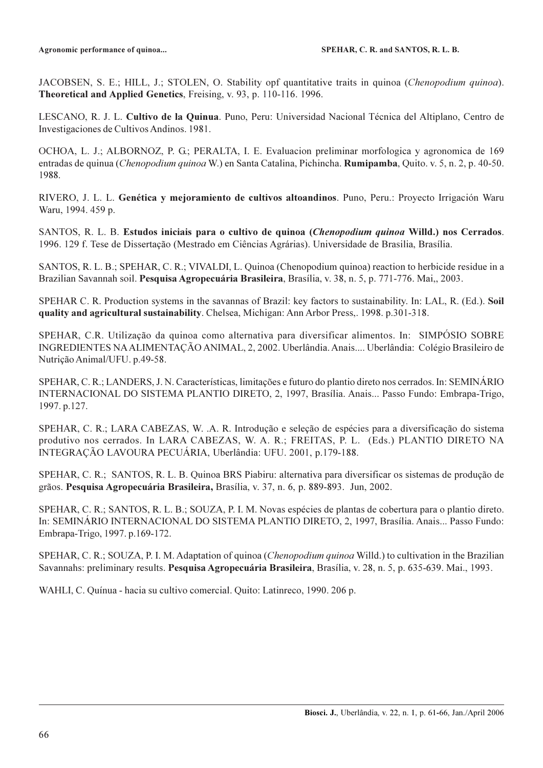JACOBSEN, S. E.; HILL, J.; STOLEN, O. Stability opf quantitative traits in quinoa (*Chenopodium quinoa*). **Theoretical and Applied Genetics**, Freising, v. 93, p. 110-116. 1996.

LESCANO, R. J. L. **Cultivo de la Quinua**. Puno, Peru: Universidad Nacional Técnica del Altiplano, Centro de Investigaciones de Cultivos Andinos. 1981.

OCHOA, L. J.; ALBORNOZ, P. G.; PERALTA, I. E. Evaluacion preliminar morfologica y agronomica de 169 entradas de quinua (*Chenopodium quinoa* W.) en Santa Catalina, Pichincha. **Rumipamba**, Quito. v. 5, n. 2, p. 40-50. 1988.

RIVERO, J. L. L. **Genética y mejoramiento de cultivos altoandinos**. Puno, Peru.: Proyecto Irrigación Waru Waru, 1994. 459 p.

SANTOS, R. L. B. **Estudos iniciais para o cultivo de quinoa (*Chenopodium quinoa* Willd.) nos Cerrados**. 1996. 129 f. Tese de Dissertação (Mestrado em Ciências Agrárias). Universidade de Brasilia, Brasília.

SANTOS, R. L. B.; SPEHAR, C. R.; VIVALDI, L. Quinoa (Chenopodium quinoa) reaction to herbicide residue in a Brazilian Savannah soil. **Pesquisa Agropecuária Brasileira**, Brasília, v. 38, n. 5, p. 771-776. Mai,, 2003.

SPEHAR C. R. Production systems in the savannas of Brazil: key factors to sustainability. In: LAL, R. (Ed.). **Soil quality and agricultural sustainability**. Chelsea, Michigan: Ann Arbor Press,. 1998. p.301-318.

SPEHAR, C.R. Utilização da quinoa como alternativa para diversificar alimentos. In: SIMPÓSIO SOBRE INGREDIENTES NA ALIMENTAÇÃO ANIMAL, 2, 2002. Uberlândia. Anais.... Uberlândia: Colégio Brasileiro de Nutrição Animal/UFU. p.49-58.

SPEHAR, C. R.; LANDERS, J. N. Características, limitações e futuro do plantio direto nos cerrados. In: SEMINÁRIO INTERNACIONAL DO SISTEMA PLANTIO DIRETO, 2, 1997, Brasília. Anais... Passo Fundo: Embrapa-Trigo, 1997. p.127.

SPEHAR, C. R.; LARA CABEZAS, W. .A. R. Introdução e seleção de espécies para a diversificação do sistema produtivo nos cerrados. In LARA CABEZAS, W. A. R.; FREITAS, P. L. (Eds.) PLANTIO DIRETO NA INTEGRAÇÃO LAVOURA PECUÁRIA, Uberlândia: UFU. 2001, p.179-188.

SPEHAR, C. R.; SANTOS, R. L. B. Quinoa BRS Piabiru: alternativa para diversificar os sistemas de produção de grãos. **Pesquisa Agropecuária Brasileira,** Brasília, v. 37, n. 6, p. 889-893. Jun, 2002.

SPEHAR, C. R.; SANTOS, R. L. B.; SOUZA, P. I. M. Novas espécies de plantas de cobertura para o plantio direto. In: SEMINÁRIO INTERNACIONAL DO SISTEMA PLANTIO DIRETO, 2, 1997, Brasília. Anais... Passo Fundo: Embrapa-Trigo, 1997. p.169-172.

SPEHAR, C. R.; SOUZA, P. I. M. Adaptation of quinoa (*Chenopodium quinoa* Willd.) to cultivation in the Brazilian Savannahs: preliminary results. **Pesquisa Agropecuária Brasileira**, Brasília, v. 28, n. 5, p. 635-639. Mai., 1993.

WAHLI, C. Quínua - hacia su cultivo comercial. Quito: Latinreco, 1990. 206 p.